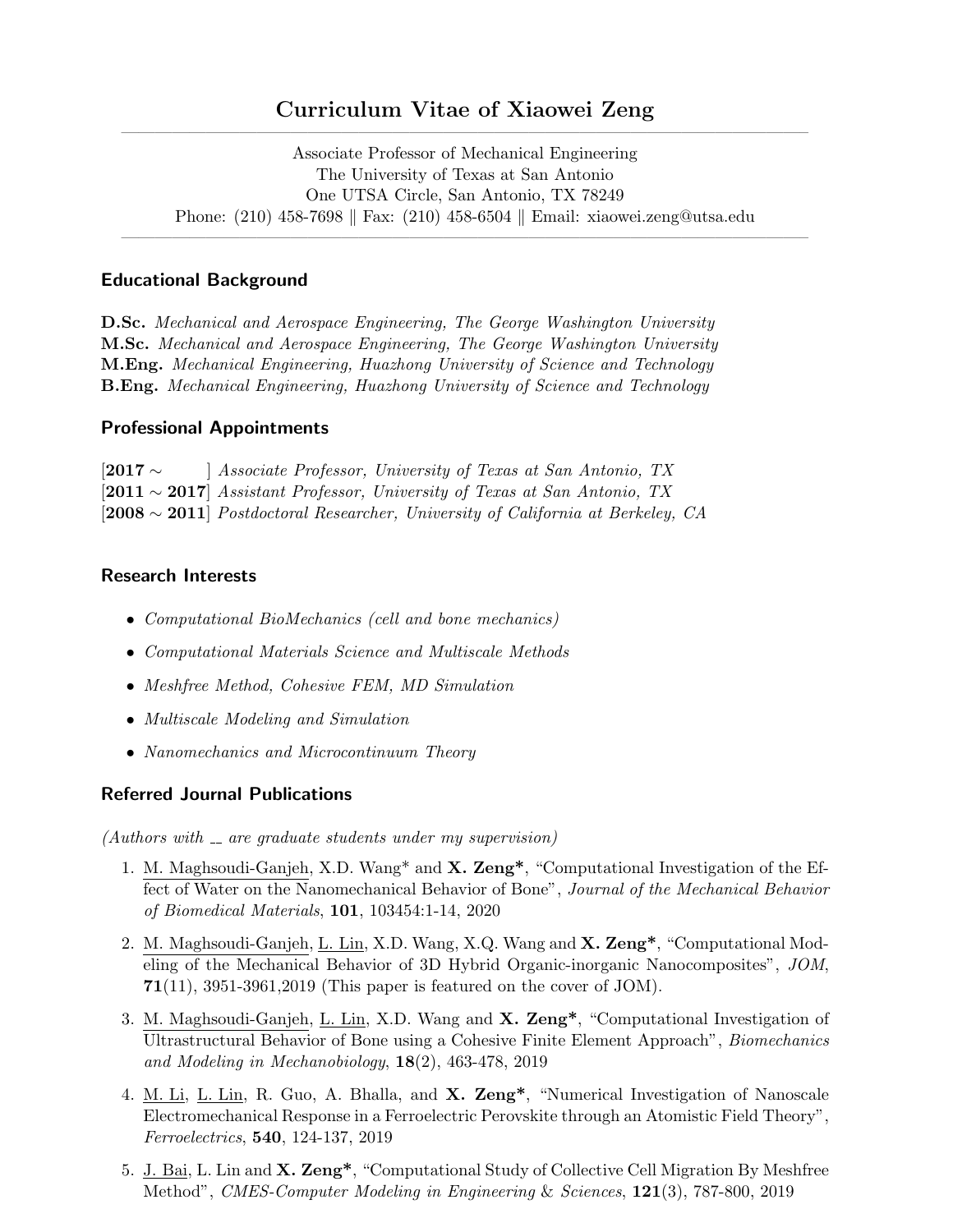# Curriculum Vitae of Xiaowei Zeng

Associate Professor of Mechanical Engineering
The University of Texas at San Antonio
One UTSA Circle, San Antonio, TX 78249
Phone: (210) 458-7698 ‖ Fax: (210) 458-6504 ‖ Email: xiaowei.zeng@utsa.edu

## Educational Background

**D.Sc.** *Mechanical and Aerospace Engineering, The George Washington University*
**M.Sc.** *Mechanical and Aerospace Engineering, The George Washington University*
**M.Eng.** *Mechanical Engineering, Huazhong University of Science and Technology*
**B.Eng.** *Mechanical Engineering, Huazhong University of Science and Technology*

## Professional Appointments

[**2017** ∼ ] *Associate Professor, University of Texas at San Antonio, TX*
[**2011** ∼ **2017**] *Assistant Professor, University of Texas at San Antonio, TX*
[**2008** ∼ **2011**] *Postdoctoral Researcher, University of California at Berkeley, CA*

## Research Interests

- *Computational BioMechanics (cell and bone mechanics)*
- *Computational Materials Science and Multiscale Methods*
- *Meshfree Method, Cohesive FEM, MD Simulation*
- *Multiscale Modeling and Simulation*
- *Nanomechanics and Microcontinuum Theory*

## Referred Journal Publications

*(Authors with __ are graduate students under my supervision)*

1. M. Maghsoudi-Ganjeh, X.D. Wang* and **X. Zeng***, "Computational Investigation of the Effect of Water on the Nanomechanical Behavior of Bone", *Journal of the Mechanical Behavior of Biomedical Materials*, **101**, 103454:1-14, 2020
2. M. Maghsoudi-Ganjeh, L. Lin, X.D. Wang, X.Q. Wang and **X. Zeng***, "Computational Modeling of the Mechanical Behavior of 3D Hybrid Organic-inorganic Nanocomposites", *JOM*, **71**(11), 3951-3961,2019 (This paper is featured on the cover of JOM).
3. M. Maghsoudi-Ganjeh, L. Lin, X.D. Wang and **X. Zeng***, "Computational Investigation of Ultrastructural Behavior of Bone using a Cohesive Finite Element Approach", *Biomechanics and Modeling in Mechanobiology*, **18**(2), 463-478, 2019
4. M. Li, L. Lin, R. Guo, A. Bhalla, and **X. Zeng***, "Numerical Investigation of Nanoscale Electromechanical Response in a Ferroelectric Perovskite through an Atomistic Field Theory", *Ferroelectrics*, **540**, 124-137, 2019
5. J. Bai, L. Lin and **X. Zeng***, "Computational Study of Collective Cell Migration By Meshfree Method", *CMES-Computer Modeling in Engineering & Sciences*, **121**(3), 787-800, 2019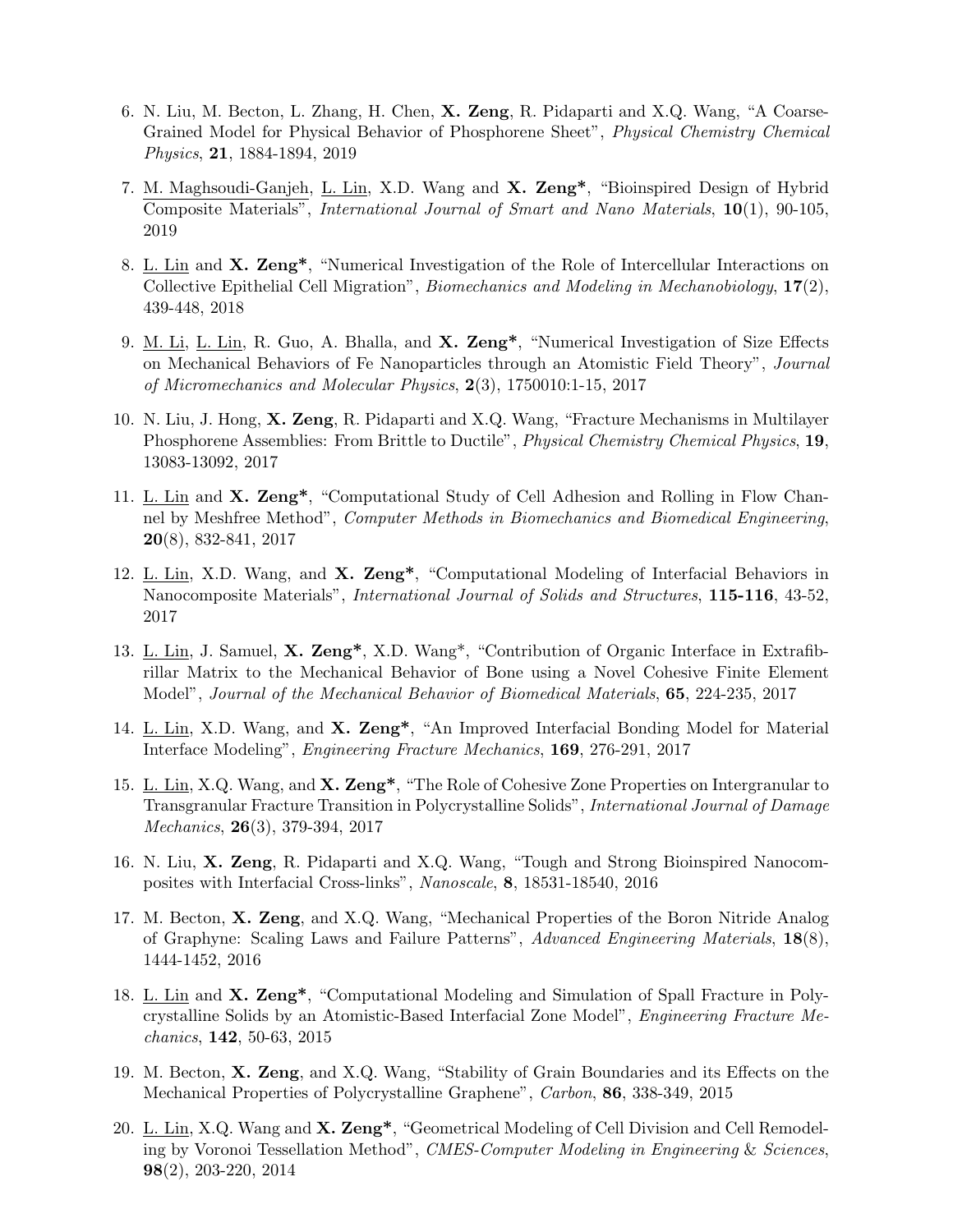6. N. Liu, M. Becton, L. Zhang, H. Chen, **X. Zeng**, R. Pidaparti and X.Q. Wang, "A Coarse-Grained Model for Physical Behavior of Phosphorene Sheet", *Physical Chemistry Chemical Physics*, **21**, 1884-1894, 2019

7. M. Maghsoudi-Ganjeh, L. Lin, X.D. Wang and **X. Zeng***, "Bioinspired Design of Hybrid Composite Materials", *International Journal of Smart and Nano Materials*, **10**(1), 90-105, 2019

8. L. Lin and **X. Zeng***, "Numerical Investigation of the Role of Intercellular Interactions on Collective Epithelial Cell Migration", *Biomechanics and Modeling in Mechanobiology*, **17**(2), 439-448, 2018

9. M. Li, L. Lin, R. Guo, A. Bhalla, and **X. Zeng***, "Numerical Investigation of Size Effects on Mechanical Behaviors of Fe Nanoparticles through an Atomistic Field Theory", *Journal of Micromechanics and Molecular Physics*, **2**(3), 1750010:1-15, 2017

10. N. Liu, J. Hong, **X. Zeng**, R. Pidaparti and X.Q. Wang, "Fracture Mechanisms in Multilayer Phosphorene Assemblies: From Brittle to Ductile", *Physical Chemistry Chemical Physics*, **19**, 13083-13092, 2017

11. L. Lin and **X. Zeng***, "Computational Study of Cell Adhesion and Rolling in Flow Channel by Meshfree Method", *Computer Methods in Biomechanics and Biomedical Engineering*, **20**(8), 832-841, 2017

12. L. Lin, X.D. Wang, and **X. Zeng***, "Computational Modeling of Interfacial Behaviors in Nanocomposite Materials", *International Journal of Solids and Structures*, **115-116**, 43-52, 2017

13. L. Lin, J. Samuel, **X. Zeng***, X.D. Wang*, "Contribution of Organic Interface in Extrafibrillar Matrix to the Mechanical Behavior of Bone using a Novel Cohesive Finite Element Model", *Journal of the Mechanical Behavior of Biomedical Materials*, **65**, 224-235, 2017

14. L. Lin, X.D. Wang, and **X. Zeng***, "An Improved Interfacial Bonding Model for Material Interface Modeling", *Engineering Fracture Mechanics*, **169**, 276-291, 2017

15. L. Lin, X.Q. Wang, and **X. Zeng***, "The Role of Cohesive Zone Properties on Intergranular to Transgranular Fracture Transition in Polycrystalline Solids", *International Journal of Damage Mechanics*, **26**(3), 379-394, 2017

16. N. Liu, **X. Zeng**, R. Pidaparti and X.Q. Wang, "Tough and Strong Bioinspired Nanocomposites with Interfacial Cross-links", *Nanoscale*, **8**, 18531-18540, 2016

17. M. Becton, **X. Zeng**, and X.Q. Wang, "Mechanical Properties of the Boron Nitride Analog of Graphyne: Scaling Laws and Failure Patterns", *Advanced Engineering Materials*, **18**(8), 1444-1452, 2016

18. L. Lin and **X. Zeng***, "Computational Modeling and Simulation of Spall Fracture in Polycrystalline Solids by an Atomistic-Based Interfacial Zone Model", *Engineering Fracture Mechanics*, **142**, 50-63, 2015

19. M. Becton, **X. Zeng**, and X.Q. Wang, "Stability of Grain Boundaries and its Effects on the Mechanical Properties of Polycrystalline Graphene", *Carbon*, **86**, 338-349, 2015

20. L. Lin, X.Q. Wang and **X. Zeng***, "Geometrical Modeling of Cell Division and Cell Remodeling by Voronoi Tessellation Method", *CMES-Computer Modeling in Engineering & Sciences*, **98**(2), 203-220, 2014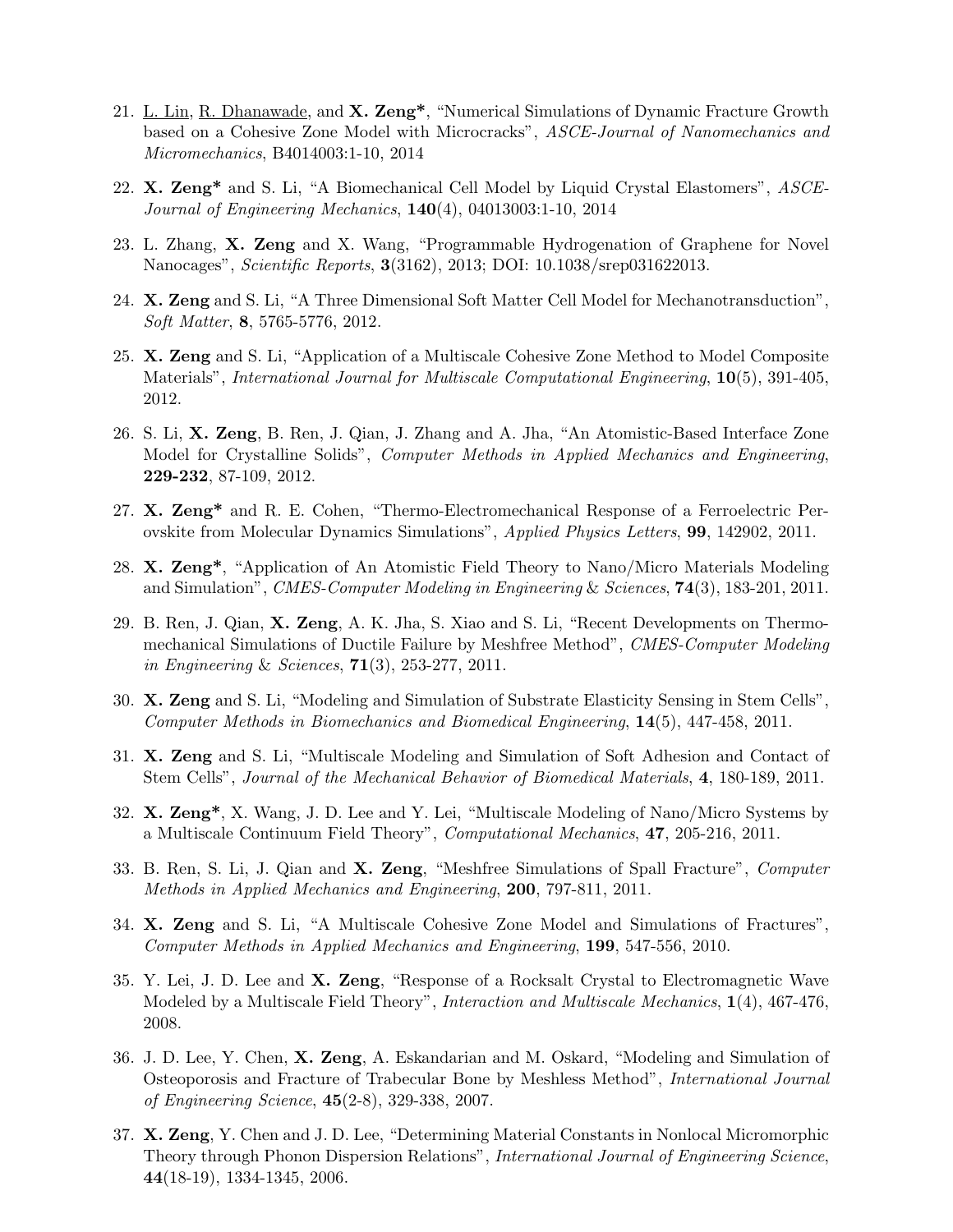21. L. Lin, R. Dhanawade, and **X. Zeng***, "Numerical Simulations of Dynamic Fracture Growth based on a Cohesive Zone Model with Microcracks", *ASCE-Journal of Nanomechanics and Micromechanics*, B4014003:1-10, 2014

22. **X. Zeng*** and S. Li, "A Biomechanical Cell Model by Liquid Crystal Elastomers", *ASCE-Journal of Engineering Mechanics*, **140**(4), 04013003:1-10, 2014

23. L. Zhang, **X. Zeng** and X. Wang, "Programmable Hydrogenation of Graphene for Novel Nanocages", *Scientific Reports*, **3**(3162), 2013; DOI: 10.1038/srep031622013.

24. **X. Zeng** and S. Li, "A Three Dimensional Soft Matter Cell Model for Mechanotransduction", *Soft Matter*, **8**, 5765-5776, 2012.

25. **X. Zeng** and S. Li, "Application of a Multiscale Cohesive Zone Method to Model Composite Materials", *International Journal for Multiscale Computational Engineering*, **10**(5), 391-405, 2012.

26. S. Li, **X. Zeng**, B. Ren, J. Qian, J. Zhang and A. Jha, "An Atomistic-Based Interface Zone Model for Crystalline Solids", *Computer Methods in Applied Mechanics and Engineering*, **229-232**, 87-109, 2012.

27. **X. Zeng*** and R. E. Cohen, "Thermo-Electromechanical Response of a Ferroelectric Perovskite from Molecular Dynamics Simulations", *Applied Physics Letters*, **99**, 142902, 2011.

28. **X. Zeng***, "Application of An Atomistic Field Theory to Nano/Micro Materials Modeling and Simulation", *CMES-Computer Modeling in Engineering* & *Sciences*, **74**(3), 183-201, 2011.

29. B. Ren, J. Qian, **X. Zeng**, A. K. Jha, S. Xiao and S. Li, "Recent Developments on Thermo-mechanical Simulations of Ductile Failure by Meshfree Method", *CMES-Computer Modeling in Engineering* & *Sciences*, **71**(3), 253-277, 2011.

30. **X. Zeng** and S. Li, "Modeling and Simulation of Substrate Elasticity Sensing in Stem Cells", *Computer Methods in Biomechanics and Biomedical Engineering*, **14**(5), 447-458, 2011.

31. **X. Zeng** and S. Li, "Multiscale Modeling and Simulation of Soft Adhesion and Contact of Stem Cells", *Journal of the Mechanical Behavior of Biomedical Materials*, **4**, 180-189, 2011.

32. **X. Zeng***, X. Wang, J. D. Lee and Y. Lei, "Multiscale Modeling of Nano/Micro Systems by a Multiscale Continuum Field Theory", *Computational Mechanics*, **47**, 205-216, 2011.

33. B. Ren, S. Li, J. Qian and **X. Zeng**, "Meshfree Simulations of Spall Fracture", *Computer Methods in Applied Mechanics and Engineering*, **200**, 797-811, 2011.

34. **X. Zeng** and S. Li, "A Multiscale Cohesive Zone Model and Simulations of Fractures", *Computer Methods in Applied Mechanics and Engineering*, **199**, 547-556, 2010.

35. Y. Lei, J. D. Lee and **X. Zeng**, "Response of a Rocksalt Crystal to Electromagnetic Wave Modeled by a Multiscale Field Theory", *Interaction and Multiscale Mechanics*, **1**(4), 467-476, 2008.

36. J. D. Lee, Y. Chen, **X. Zeng**, A. Eskandarian and M. Oskard, "Modeling and Simulation of Osteoporosis and Fracture of Trabecular Bone by Meshless Method", *International Journal of Engineering Science*, **45**(2-8), 329-338, 2007.

37. **X. Zeng**, Y. Chen and J. D. Lee, "Determining Material Constants in Nonlocal Micromorphic Theory through Phonon Dispersion Relations", *International Journal of Engineering Science*, **44**(18-19), 1334-1345, 2006.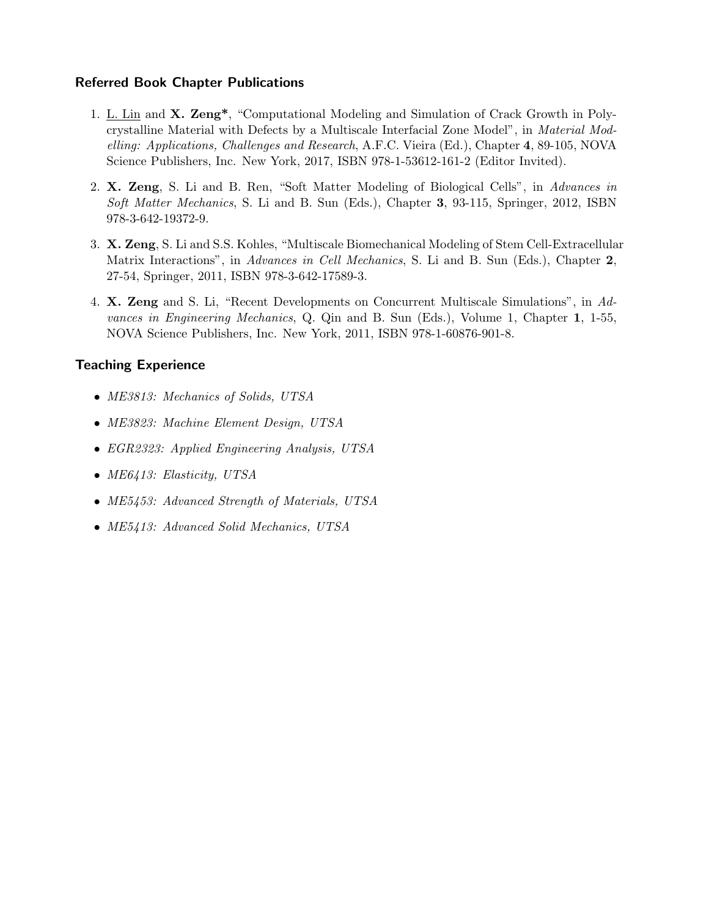## Referred Book Chapter Publications

1. L. Lin and **X. Zeng***, "Computational Modeling and Simulation of Crack Growth in Polycrystalline Material with Defects by a Multiscale Interfacial Zone Model", in *Material Modelling: Applications, Challenges and Research*, A.F.C. Vieira (Ed.), Chapter **4**, 89-105, NOVA Science Publishers, Inc. New York, 2017, ISBN 978-1-53612-161-2 (Editor Invited).

2. **X. Zeng**, S. Li and B. Ren, "Soft Matter Modeling of Biological Cells", in *Advances in Soft Matter Mechanics*, S. Li and B. Sun (Eds.), Chapter **3**, 93-115, Springer, 2012, ISBN 978-3-642-19372-9.

3. **X. Zeng**, S. Li and S.S. Kohles, "Multiscale Biomechanical Modeling of Stem Cell-Extracellular Matrix Interactions", in *Advances in Cell Mechanics*, S. Li and B. Sun (Eds.), Chapter **2**, 27-54, Springer, 2011, ISBN 978-3-642-17589-3.

4. **X. Zeng** and S. Li, "Recent Developments on Concurrent Multiscale Simulations", in *Advances in Engineering Mechanics*, Q. Qin and B. Sun (Eds.), Volume 1, Chapter **1**, 1-55, NOVA Science Publishers, Inc. New York, 2011, ISBN 978-1-60876-901-8.

## Teaching Experience

- *ME3813: Mechanics of Solids, UTSA*
- *ME3823: Machine Element Design, UTSA*
- *EGR2323: Applied Engineering Analysis, UTSA*
- *ME6413: Elasticity, UTSA*
- *ME5453: Advanced Strength of Materials, UTSA*
- *ME5413: Advanced Solid Mechanics, UTSA*